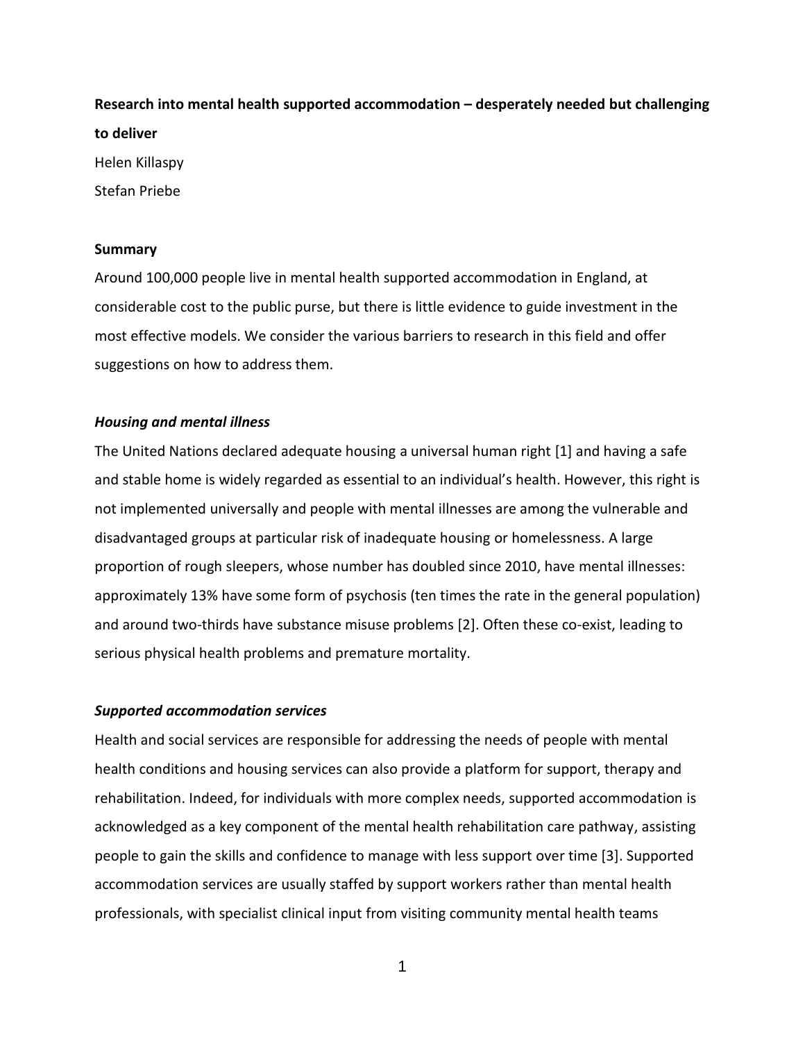# Research into mental health supported accommodation – desperately needed but challenging to deliver

Helen Killaspy

Stefan Priebe

## Summary

Around 100,000 people live in mental health supported accommodation in England, at considerable cost to the public purse, but there is little evidence to guide investment in the most effective models. We consider the various barriers to research in this field and offer suggestions on how to address them.

### *Housing and mental illness*

The United Nations declared adequate housing a universal human right [1] and having a safe and stable home is widely regarded as essential to an individual's health. However, this right is not implemented universally and people with mental illnesses are among the vulnerable and disadvantaged groups at particular risk of inadequate housing or homelessness. A large proportion of rough sleepers, whose number has doubled since 2010, have mental illnesses: approximately 13% have some form of psychosis (ten times the rate in the general population) and around two-thirds have substance misuse problems [2]. Often these co-exist, leading to serious physical health problems and premature mortality.

### *Supported accommodation services*

Health and social services are responsible for addressing the needs of people with mental health conditions and housing services can also provide a platform for support, therapy and rehabilitation. Indeed, for individuals with more complex needs, supported accommodation is acknowledged as a key component of the mental health rehabilitation care pathway, assisting people to gain the skills and confidence to manage with less support over time [3]. Supported accommodation services are usually staffed by support workers rather than mental health professionals, with specialist clinical input from visiting community mental health teams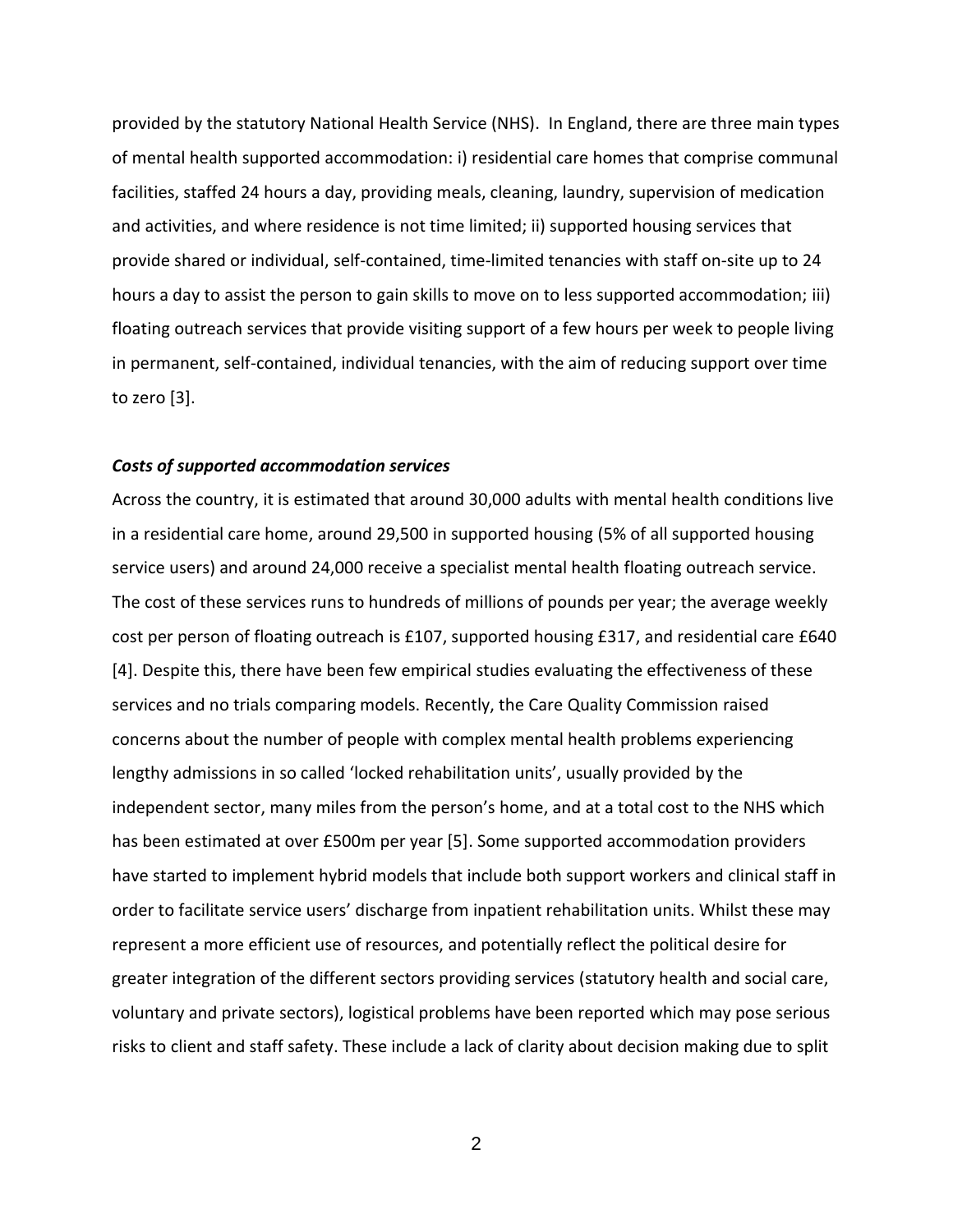provided by the statutory National Health Service (NHS). In England, there are three main types of mental health supported accommodation: i) residential care homes that comprise communal facilities, staffed 24 hours a day, providing meals, cleaning, laundry, supervision of medication and activities, and where residence is not time limited; ii) supported housing services that provide shared or individual, self-contained, time-limited tenancies with staff on-site up to 24 hours a day to assist the person to gain skills to move on to less supported accommodation; iii) floating outreach services that provide visiting support of a few hours per week to people living in permanent, self-contained, individual tenancies, with the aim of reducing support over time to zero [3].

### *Costs of supported accommodation services*

Across the country, it is estimated that around 30,000 adults with mental health conditions live in a residential care home, around 29,500 in supported housing (5% of all supported housing service users) and around 24,000 receive a specialist mental health floating outreach service. The cost of these services runs to hundreds of millions of pounds per year; the average weekly cost per person of floating outreach is £107, supported housing £317, and residential care £640 [4]. Despite this, there have been few empirical studies evaluating the effectiveness of these services and no trials comparing models. Recently, the Care Quality Commission raised concerns about the number of people with complex mental health problems experiencing lengthy admissions in so called 'locked rehabilitation units', usually provided by the independent sector, many miles from the person's home, and at a total cost to the NHS which has been estimated at over £500m per year [5]. Some supported accommodation providers have started to implement hybrid models that include both support workers and clinical staff in order to facilitate service users' discharge from inpatient rehabilitation units. Whilst these may represent a more efficient use of resources, and potentially reflect the political desire for greater integration of the different sectors providing services (statutory health and social care, voluntary and private sectors), logistical problems have been reported which may pose serious risks to client and staff safety. These include a lack of clarity about decision making due to split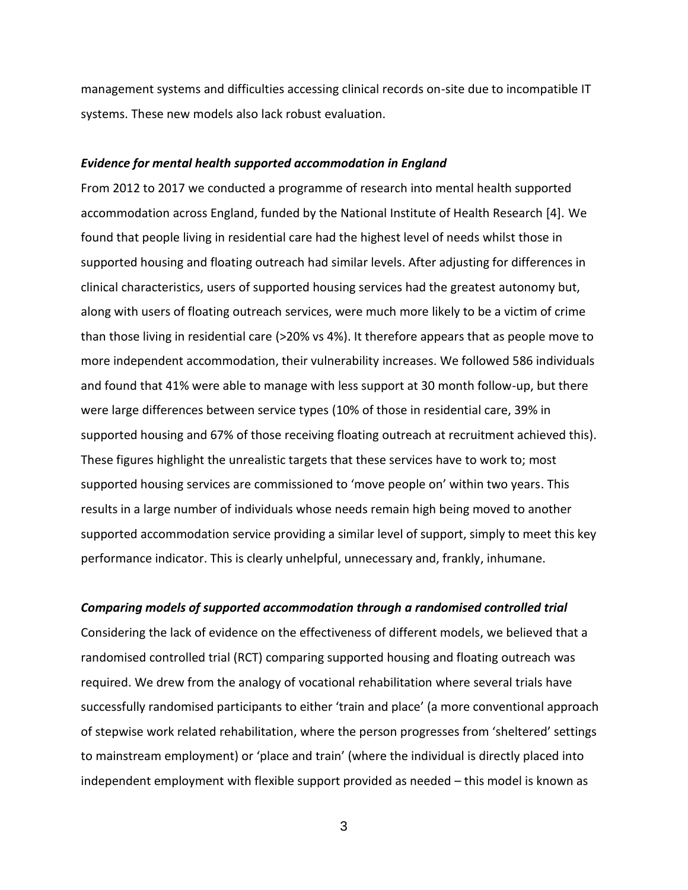management systems and difficulties accessing clinical records on-site due to incompatible IT systems. These new models also lack robust evaluation.

***Evidence for mental health supported accommodation in England***

From 2012 to 2017 we conducted a programme of research into mental health supported accommodation across England, funded by the National Institute of Health Research [4]. We found that people living in residential care had the highest level of needs whilst those in supported housing and floating outreach had similar levels. After adjusting for differences in clinical characteristics, users of supported housing services had the greatest autonomy but, along with users of floating outreach services, were much more likely to be a victim of crime than those living in residential care (>20% vs 4%). It therefore appears that as people move to more independent accommodation, their vulnerability increases. We followed 586 individuals and found that 41% were able to manage with less support at 30 month follow-up, but there were large differences between service types (10% of those in residential care, 39% in supported housing and 67% of those receiving floating outreach at recruitment achieved this). These figures highlight the unrealistic targets that these services have to work to; most supported housing services are commissioned to 'move people on' within two years. This results in a large number of individuals whose needs remain high being moved to another supported accommodation service providing a similar level of support, simply to meet this key performance indicator. This is clearly unhelpful, unnecessary and, frankly, inhumane.

***Comparing models of supported accommodation through a randomised controlled trial***

Considering the lack of evidence on the effectiveness of different models, we believed that a randomised controlled trial (RCT) comparing supported housing and floating outreach was required. We drew from the analogy of vocational rehabilitation where several trials have successfully randomised participants to either 'train and place' (a more conventional approach of stepwise work related rehabilitation, where the person progresses from 'sheltered' settings to mainstream employment) or 'place and train' (where the individual is directly placed into independent employment with flexible support provided as needed – this model is known as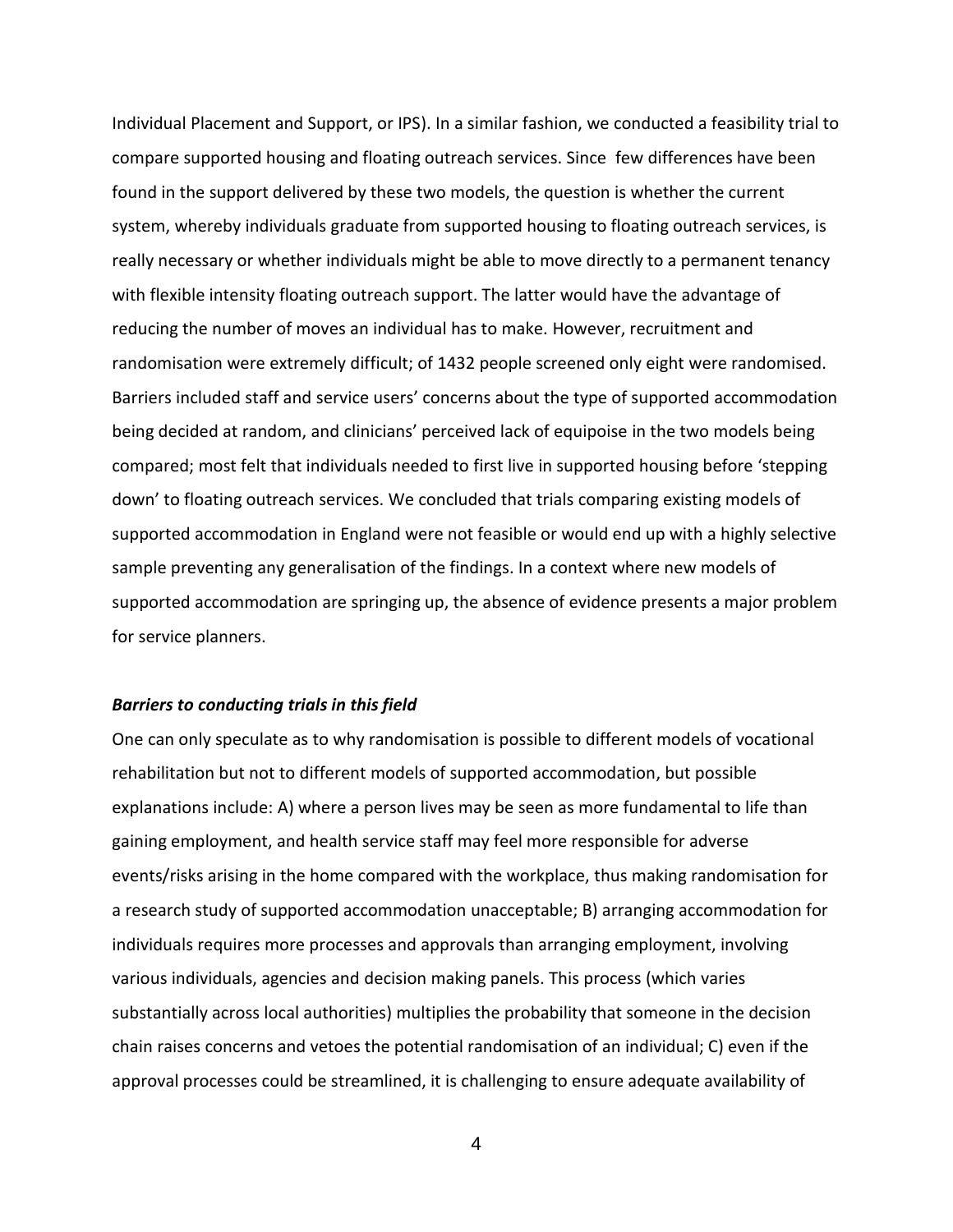Individual Placement and Support, or IPS). In a similar fashion, we conducted a feasibility trial to compare supported housing and floating outreach services. Since few differences have been found in the support delivered by these two models, the question is whether the current system, whereby individuals graduate from supported housing to floating outreach services, is really necessary or whether individuals might be able to move directly to a permanent tenancy with flexible intensity floating outreach support. The latter would have the advantage of reducing the number of moves an individual has to make. However, recruitment and randomisation were extremely difficult; of 1432 people screened only eight were randomised. Barriers included staff and service users' concerns about the type of supported accommodation being decided at random, and clinicians' perceived lack of equipoise in the two models being compared; most felt that individuals needed to first live in supported housing before 'stepping down' to floating outreach services. We concluded that trials comparing existing models of supported accommodation in England were not feasible or would end up with a highly selective sample preventing any generalisation of the findings. In a context where new models of supported accommodation are springing up, the absence of evidence presents a major problem for service planners.

***Barriers to conducting trials in this field***

One can only speculate as to why randomisation is possible to different models of vocational rehabilitation but not to different models of supported accommodation, but possible explanations include: A) where a person lives may be seen as more fundamental to life than gaining employment, and health service staff may feel more responsible for adverse events/risks arising in the home compared with the workplace, thus making randomisation for a research study of supported accommodation unacceptable; B) arranging accommodation for individuals requires more processes and approvals than arranging employment, involving various individuals, agencies and decision making panels. This process (which varies substantially across local authorities) multiplies the probability that someone in the decision chain raises concerns and vetoes the potential randomisation of an individual; C) even if the approval processes could be streamlined, it is challenging to ensure adequate availability of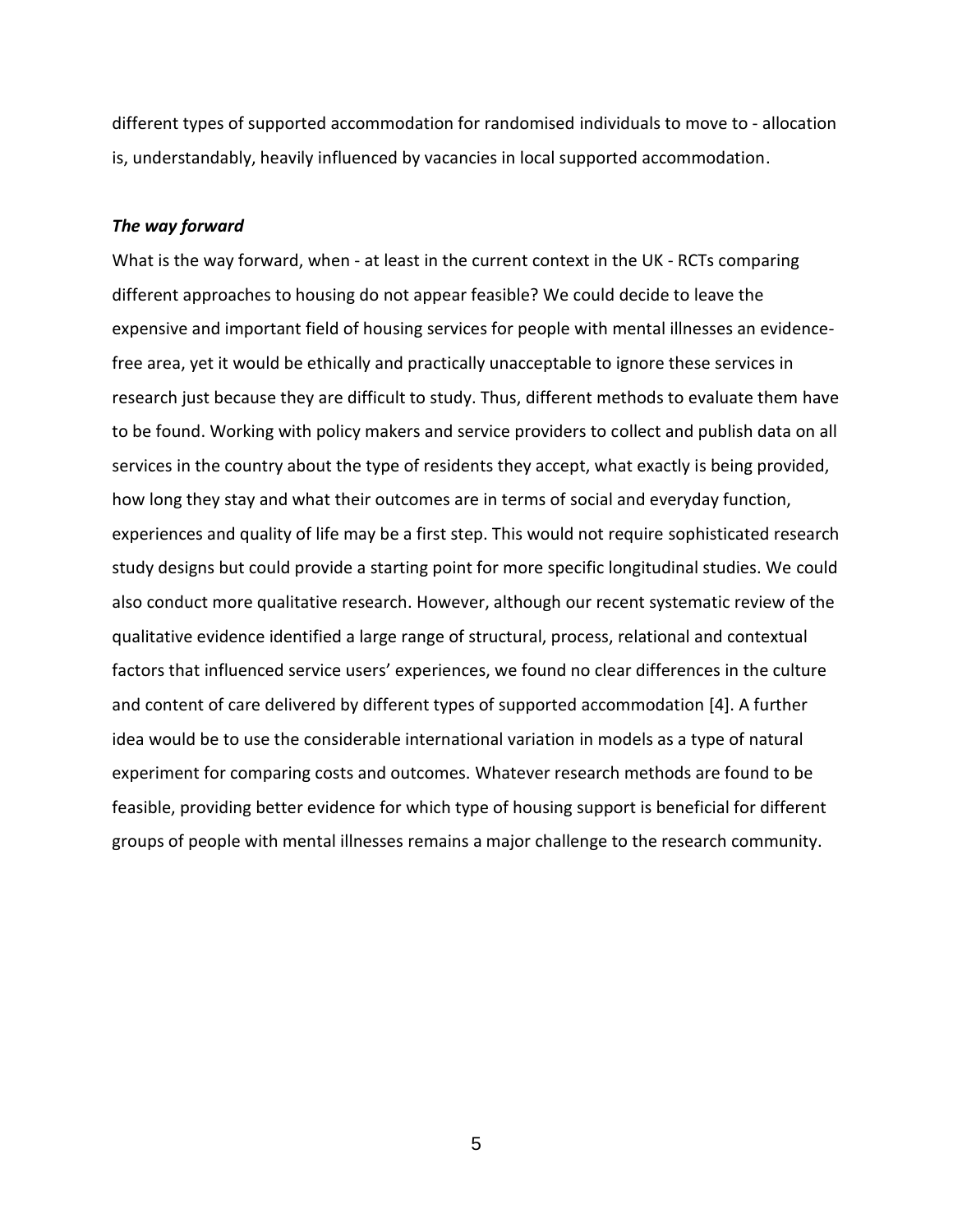different types of supported accommodation for randomised individuals to move to - allocation is, understandably, heavily influenced by vacancies in local supported accommodation.

***The way forward***

What is the way forward, when - at least in the current context in the UK - RCTs comparing different approaches to housing do not appear feasible? We could decide to leave the expensive and important field of housing services for people with mental illnesses an evidence-free area, yet it would be ethically and practically unacceptable to ignore these services in research just because they are difficult to study. Thus, different methods to evaluate them have to be found. Working with policy makers and service providers to collect and publish data on all services in the country about the type of residents they accept, what exactly is being provided, how long they stay and what their outcomes are in terms of social and everyday function, experiences and quality of life may be a first step. This would not require sophisticated research study designs but could provide a starting point for more specific longitudinal studies. We could also conduct more qualitative research. However, although our recent systematic review of the qualitative evidence identified a large range of structural, process, relational and contextual factors that influenced service users' experiences, we found no clear differences in the culture and content of care delivered by different types of supported accommodation [4]. A further idea would be to use the considerable international variation in models as a type of natural experiment for comparing costs and outcomes. Whatever research methods are found to be feasible, providing better evidence for which type of housing support is beneficial for different groups of people with mental illnesses remains a major challenge to the research community.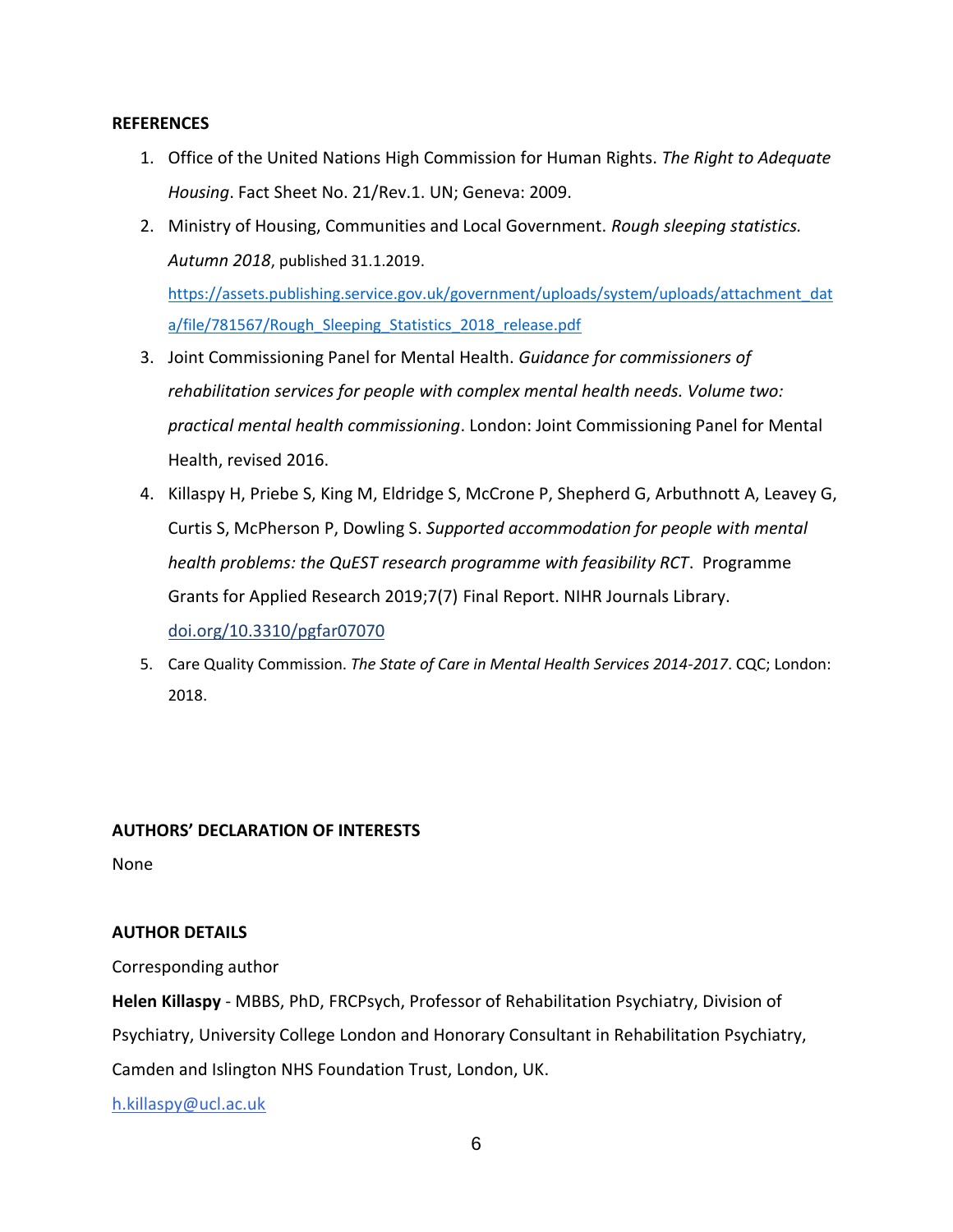**REFERENCES**

1. Office of the United Nations High Commission for Human Rights. *The Right to Adequate Housing*. Fact Sheet No. 21/Rev.1. UN; Geneva: 2009.
2. Ministry of Housing, Communities and Local Government. *Rough sleeping statistics. Autumn 2018*, published 31.1.2019. https://assets.publishing.service.gov.uk/government/uploads/system/uploads/attachment_data/file/781567/Rough_Sleeping_Statistics_2018_release.pdf
3. Joint Commissioning Panel for Mental Health. *Guidance for commissioners of rehabilitation services for people with complex mental health needs. Volume two: practical mental health commissioning*. London: Joint Commissioning Panel for Mental Health, revised 2016.
4. Killaspy H, Priebe S, King M, Eldridge S, McCrone P, Shepherd G, Arbuthnott A, Leavey G, Curtis S, McPherson P, Dowling S. *Supported accommodation for people with mental health problems: the QuEST research programme with feasibility RCT*. Programme Grants for Applied Research 2019;7(7) Final Report. NIHR Journals Library. doi.org/10.3310/pgfar07070
5. Care Quality Commission. *The State of Care in Mental Health Services 2014-2017*. CQC; London: 2018.

**AUTHORS' DECLARATION OF INTERESTS**

None

**AUTHOR DETAILS**

Corresponding author

**Helen Killaspy** - MBBS, PhD, FRCPsych, Professor of Rehabilitation Psychiatry, Division of Psychiatry, University College London and Honorary Consultant in Rehabilitation Psychiatry, Camden and Islington NHS Foundation Trust, London, UK.

h.killaspy@ucl.ac.uk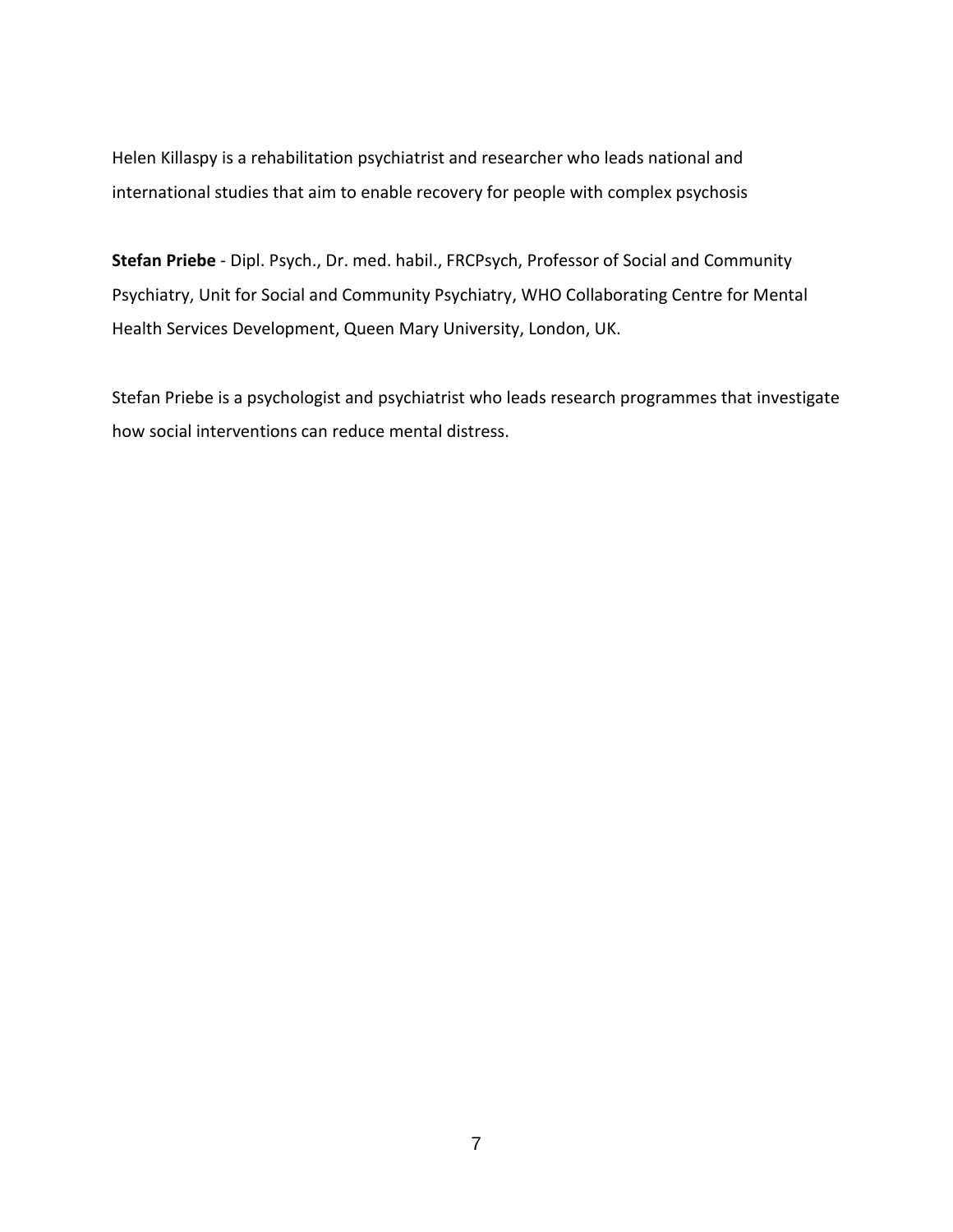Helen Killaspy is a rehabilitation psychiatrist and researcher who leads national and international studies that aim to enable recovery for people with complex psychosis

**Stefan Priebe** - Dipl. Psych., Dr. med. habil., FRCPsych, Professor of Social and Community Psychiatry, Unit for Social and Community Psychiatry, WHO Collaborating Centre for Mental Health Services Development, Queen Mary University, London, UK.

Stefan Priebe is a psychologist and psychiatrist who leads research programmes that investigate how social interventions can reduce mental distress.